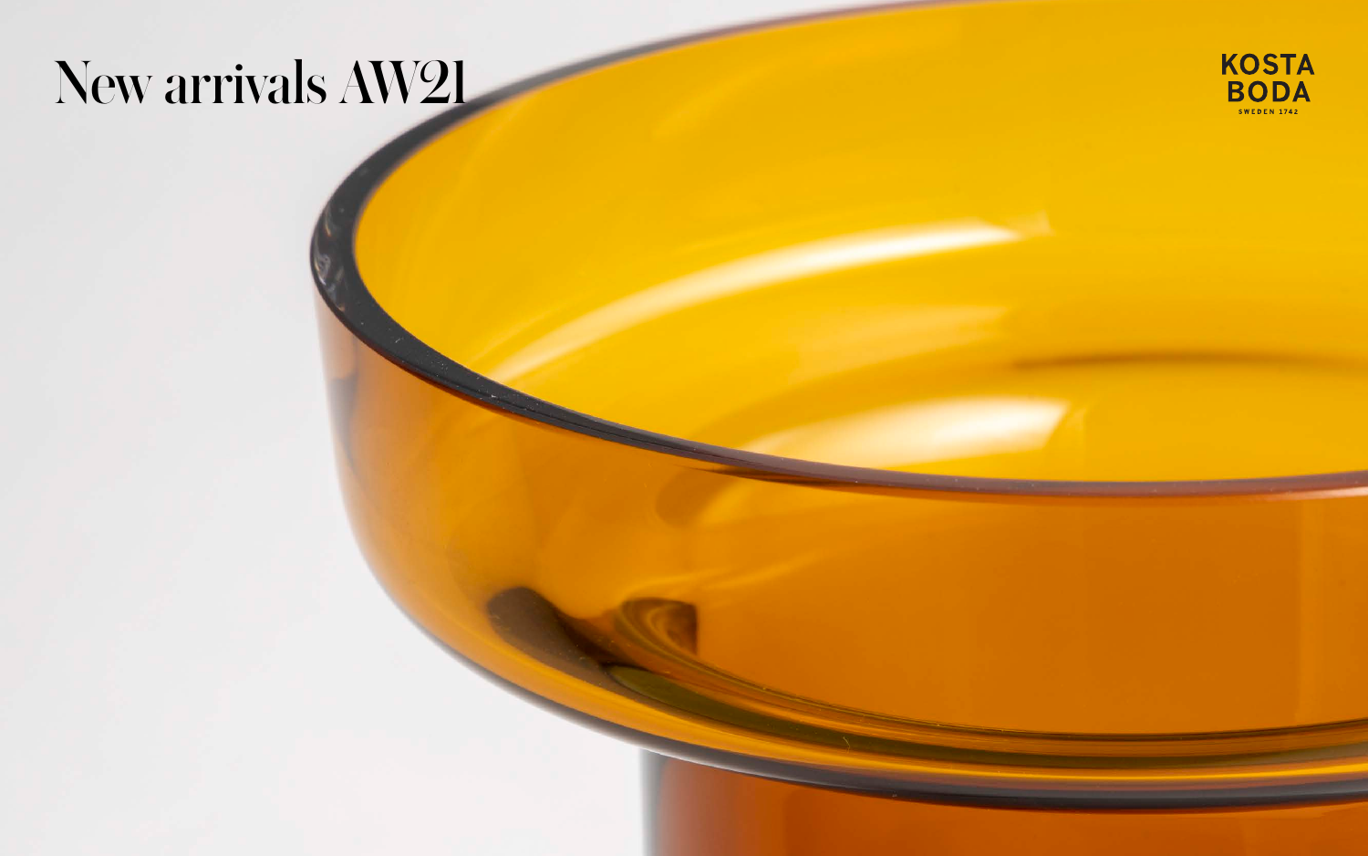# New arrivals AW21

KOSTA BODA
SWEDEN 1742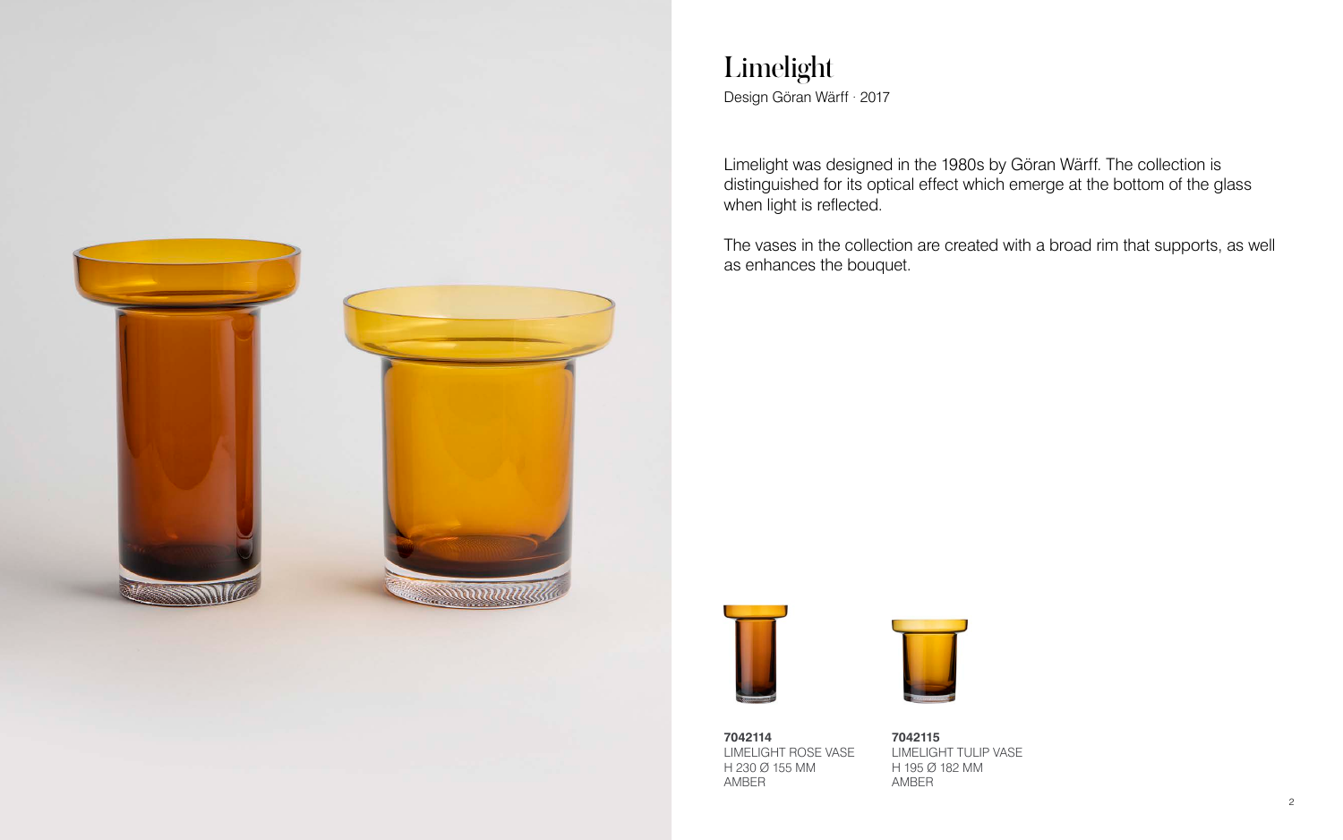# Limelight

Design Göran Wärff · 2017

Limelight was designed in the 1980s by Göran Wärff. The collection is distinguished for its optical effect which emerge at the bottom of the glass when light is reflected.

The vases in the collection are created with a broad rim that supports, as well as enhances the bouquet.

**7042114**
LIMELIGHT ROSE VASE
H 230 Ø 155 MM
AMBER

**7042115**
LIMELIGHT TULIP VASE
H 195 Ø 182 MM
AMBER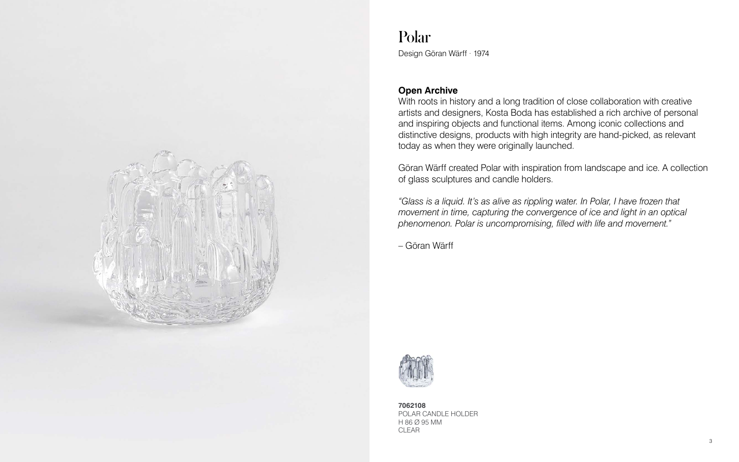# Polar

Design Göran Wärff · 1974

**Open Archive**

With roots in history and a long tradition of close collaboration with creative artists and designers, Kosta Boda has established a rich archive of personal and inspiring objects and functional items. Among iconic collections and distinctive designs, products with high integrity are hand-picked, as relevant today as when they were originally launched.

Göran Wärff created Polar with inspiration from landscape and ice. A collection of glass sculptures and candle holders.

*"Glass is a liquid. It's as alive as rippling water. In Polar, I have frozen that movement in time, capturing the convergence of ice and light in an optical phenomenon. Polar is uncompromising, filled with life and movement."*

– Göran Wärff

**7062108**
POLAR CANDLE HOLDER
H 86 Ø 95 MM
CLEAR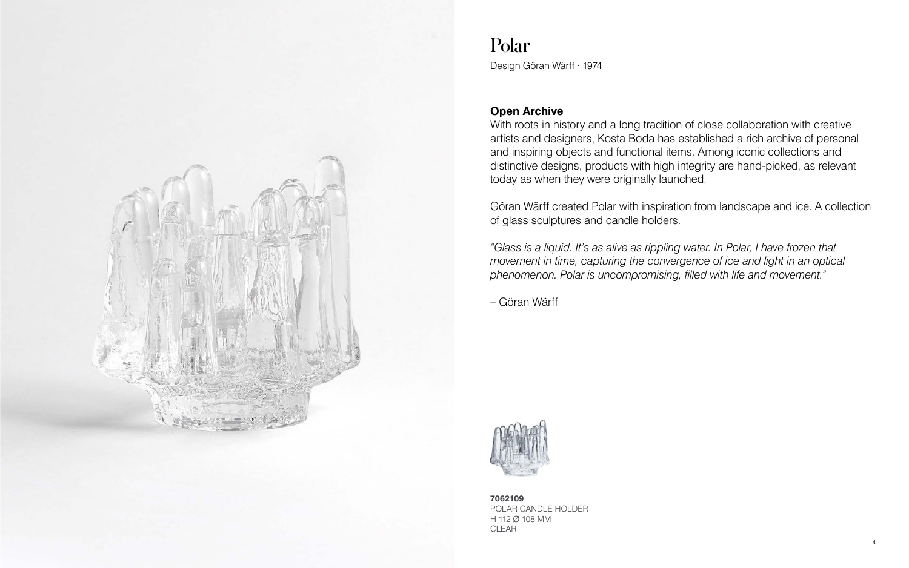# Polar

Design Göran Wärff · 1974

**Open Archive**

With roots in history and a long tradition of close collaboration with creative artists and designers, Kosta Boda has established a rich archive of personal and inspiring objects and functional items. Among iconic collections and distinctive designs, products with high integrity are hand-picked, as relevant today as when they were originally launched.

Göran Wärff created Polar with inspiration from landscape and ice. A collection of glass sculptures and candle holders.

*"Glass is a liquid. It's as alive as rippling water. In Polar, I have frozen that movement in time, capturing the convergence of ice and light in an optical phenomenon. Polar is uncompromising, filled with life and movement."*

– Göran Wärff

**7062109**
POLAR CANDLE HOLDER
H 112 Ø 108 MM
CLEAR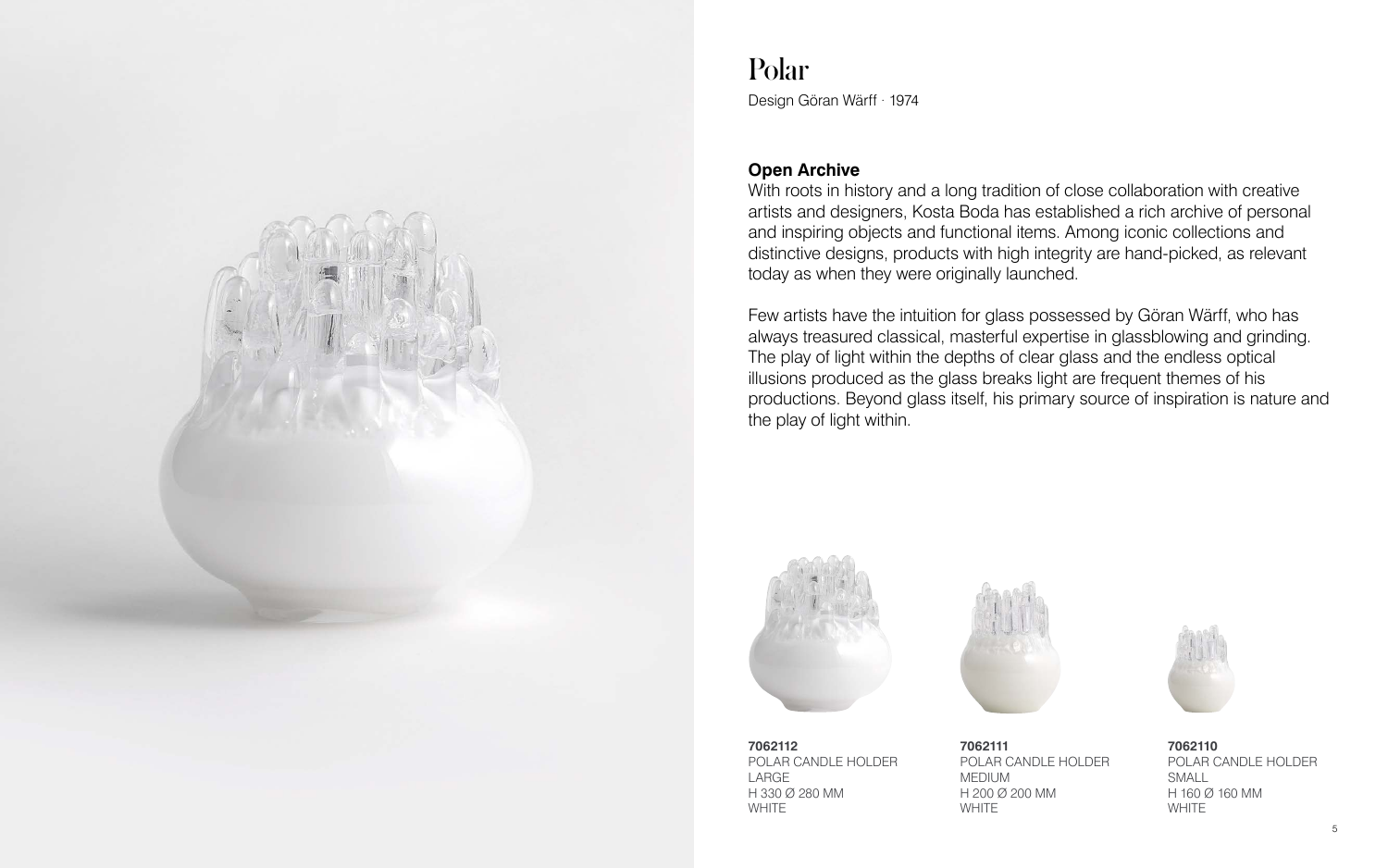# Polar

Design Göran Wärff · 1974

**Open Archive**

With roots in history and a long tradition of close collaboration with creative artists and designers, Kosta Boda has established a rich archive of personal and inspiring objects and functional items. Among iconic collections and distinctive designs, products with high integrity are hand-picked, as relevant today as when they were originally launched.

Few artists have the intuition for glass possessed by Göran Wärff, who has always treasured classical, masterful expertise in glassblowing and grinding. The play of light within the depths of clear glass and the endless optical illusions produced as the glass breaks light are frequent themes of his productions. Beyond glass itself, his primary source of inspiration is nature and the play of light within.

**7062112**
POLAR CANDLE HOLDER
LARGE
H 330 Ø 280 MM
WHITE

**7062111**
POLAR CANDLE HOLDER
MEDIUM
H 200 Ø 200 MM
WHITE

**7062110**
POLAR CANDLE HOLDER
SMALL
H 160 Ø 160 MM
WHITE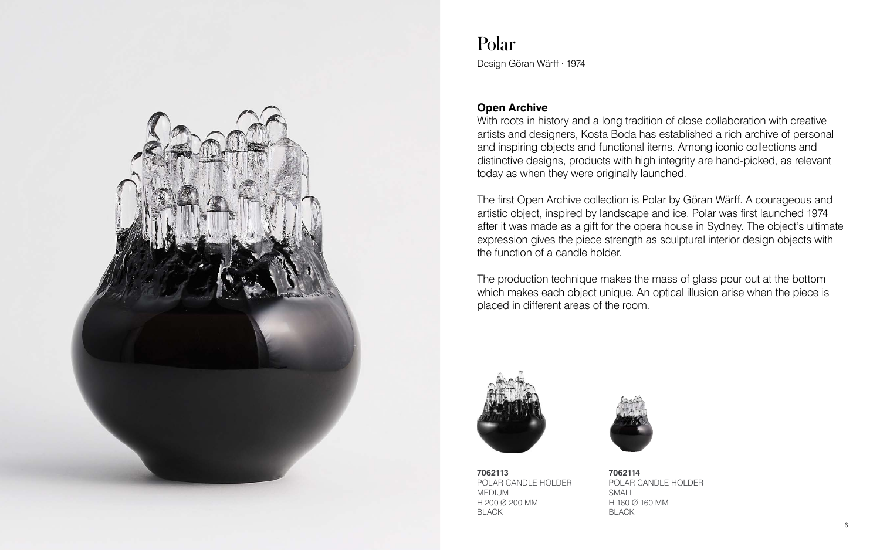# Polar

Design Göran Wärff · 1974

**Open Archive**

With roots in history and a long tradition of close collaboration with creative artists and designers, Kosta Boda has established a rich archive of personal and inspiring objects and functional items. Among iconic collections and distinctive designs, products with high integrity are hand-picked, as relevant today as when they were originally launched.

The first Open Archive collection is Polar by Göran Wärff. A courageous and artistic object, inspired by landscape and ice. Polar was first launched 1974 after it was made as a gift for the opera house in Sydney. The object's ultimate expression gives the piece strength as sculptural interior design objects with the function of a candle holder.

The production technique makes the mass of glass pour out at the bottom which makes each object unique. An optical illusion arise when the piece is placed in different areas of the room.

**7062113**
POLAR CANDLE HOLDER
MEDIUM
H 200 Ø 200 MM
BLACK

**7062114**
POLAR CANDLE HOLDER
SMALL
H 160 Ø 160 MM
BLACK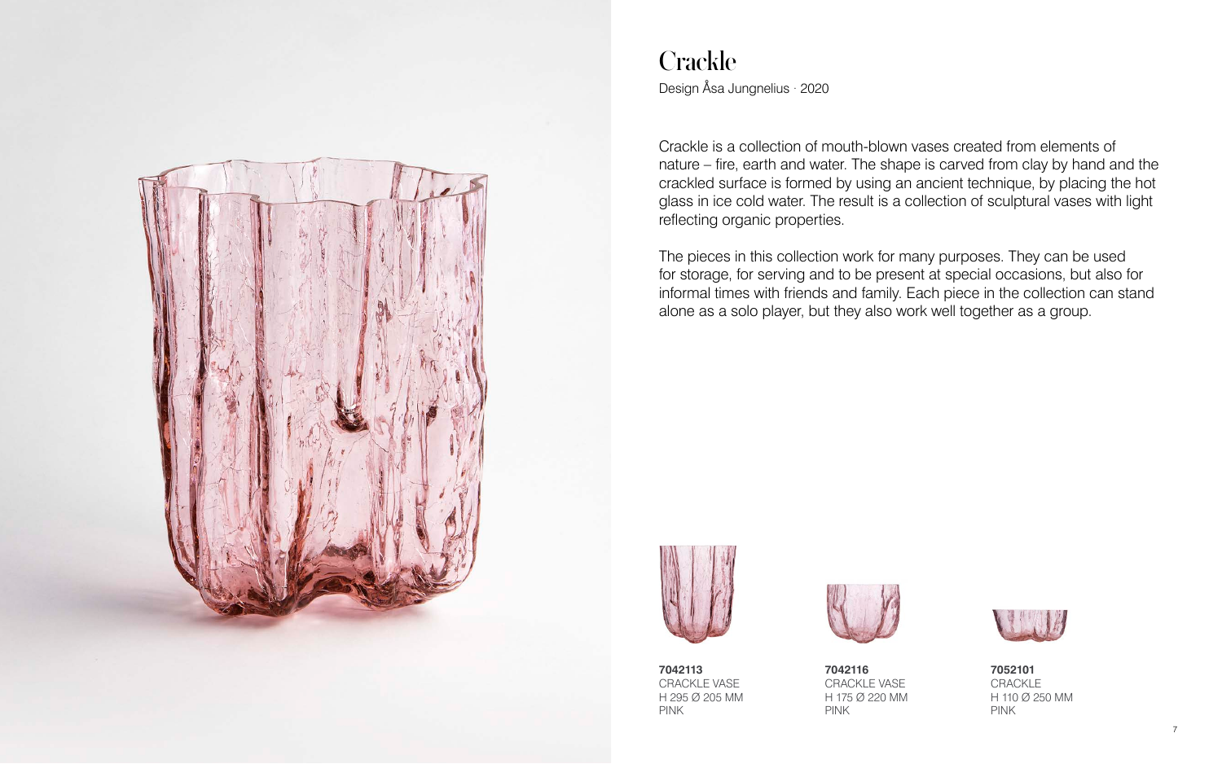# Crackle

Design Åsa Jungnelius · 2020

Crackle is a collection of mouth-blown vases created from elements of nature – fire, earth and water. The shape is carved from clay by hand and the crackled surface is formed by using an ancient technique, by placing the hot glass in ice cold water. The result is a collection of sculptural vases with light reflecting organic properties.

The pieces in this collection work for many purposes. They can be used for storage, for serving and to be present at special occasions, but also for informal times with friends and family. Each piece in the collection can stand alone as a solo player, but they also work well together as a group.

**7042113**
CRACKLE VASE
H 295 Ø 205 MM
PINK

**7042116**
CRACKLE VASE
H 175 Ø 220 MM
PINK

**7052101**
CRACKLE
H 110 Ø 250 MM
PINK